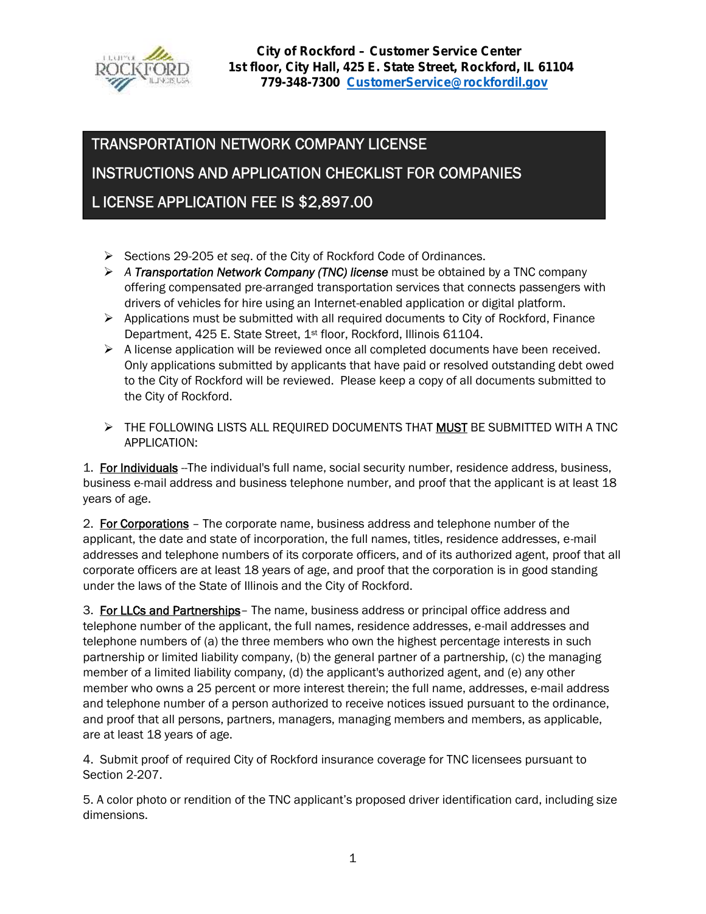**City of Rockford – Customer Service Center**
**1st floor, City Hall, 425 E. State Street, Rockford, IL 61104**
**779-348-7300 CustomerService@rockfordil.gov**

# TRANSPORTATION NETWORK COMPANY LICENSE

## INSTRUCTIONS AND APPLICATION CHECKLIST FOR COMPANIES

## L ICENSE APPLICATION FEE IS $2,897.00

- Sections 29-205 *et seq*. of the City of Rockford Code of Ordinances.
- *A **Transportation Network Company (TNC) license*** must be obtained by a TNC company offering compensated pre-arranged transportation services that connects passengers with drivers of vehicles for hire using an Internet-enabled application or digital platform.
- Applications must be submitted with all required documents to City of Rockford, Finance Department, 425 E. State Street, 1st floor, Rockford, Illinois 61104.
- A license application will be reviewed once all completed documents have been received. Only applications submitted by applicants that have paid or resolved outstanding debt owed to the City of Rockford will be reviewed. Please keep a copy of all documents submitted to the City of Rockford.
- THE FOLLOWING LISTS ALL REQUIRED DOCUMENTS THAT MUST BE SUBMITTED WITH A TNC APPLICATION:

1. For Individuals --The individual's full name, social security number, residence address, business, business e-mail address and business telephone number, and proof that the applicant is at least 18 years of age.

2. For Corporations – The corporate name, business address and telephone number of the applicant, the date and state of incorporation, the full names, titles, residence addresses, e-mail addresses and telephone numbers of its corporate officers, and of its authorized agent, proof that all corporate officers are at least 18 years of age, and proof that the corporation is in good standing under the laws of the State of Illinois and the City of Rockford.

3. For LLCs and Partnerships– The name, business address or principal office address and telephone number of the applicant, the full names, residence addresses, e-mail addresses and telephone numbers of (a) the three members who own the highest percentage interests in such partnership or limited liability company, (b) the general partner of a partnership, (c) the managing member of a limited liability company, (d) the applicant's authorized agent, and (e) any other member who owns a 25 percent or more interest therein; the full name, addresses, e-mail address and telephone number of a person authorized to receive notices issued pursuant to the ordinance, and proof that all persons, partners, managers, managing members and members, as applicable, are at least 18 years of age.

4. Submit proof of required City of Rockford insurance coverage for TNC licensees pursuant to Section 2-207.

5. A color photo or rendition of the TNC applicant's proposed driver identification card, including size dimensions.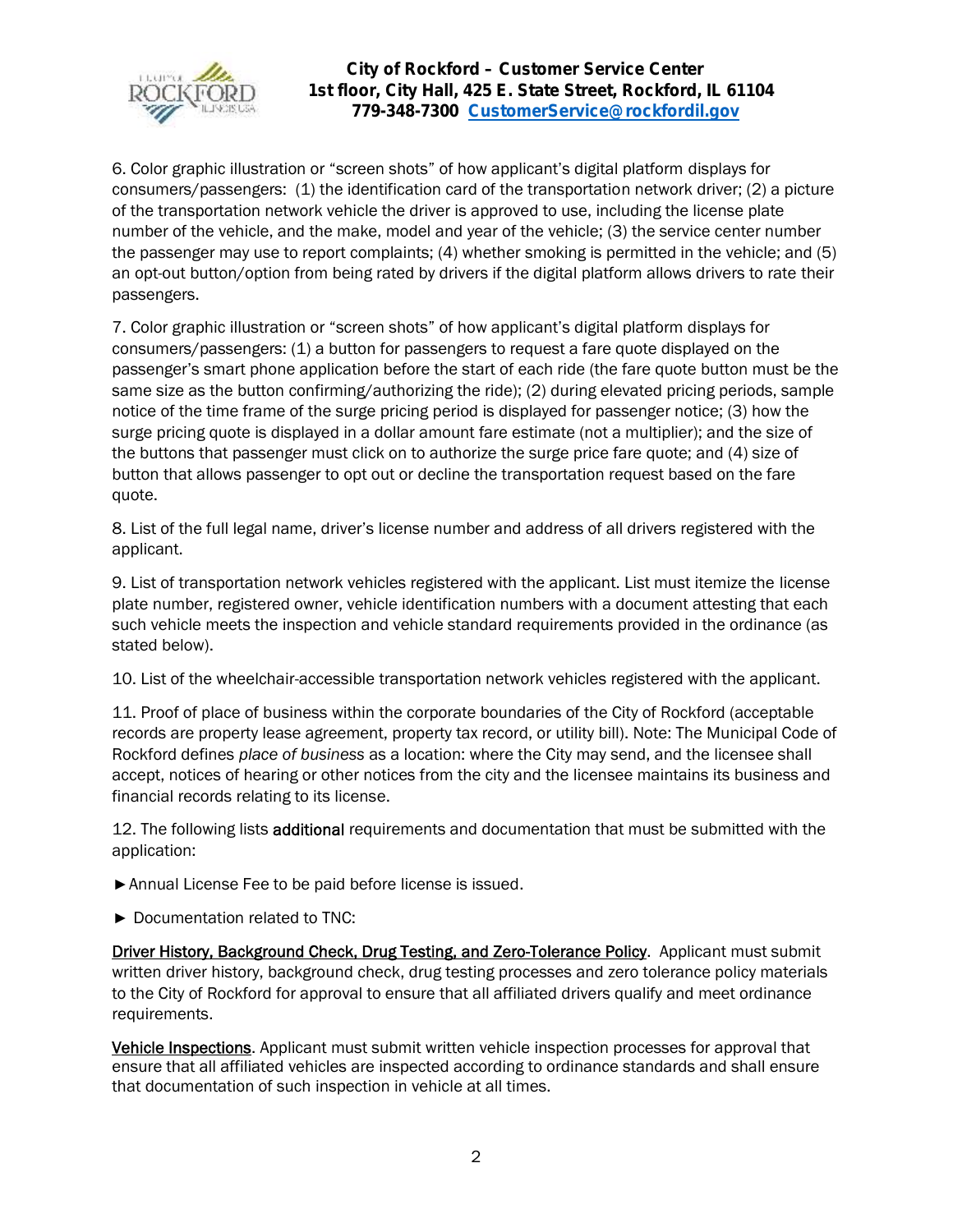6. Color graphic illustration or "screen shots" of how applicant's digital platform displays for consumers/passengers: (1) the identification card of the transportation network driver; (2) a picture of the transportation network vehicle the driver is approved to use, including the license plate number of the vehicle, and the make, model and year of the vehicle; (3) the service center number the passenger may use to report complaints; (4) whether smoking is permitted in the vehicle; and (5) an opt-out button/option from being rated by drivers if the digital platform allows drivers to rate their passengers.

7. Color graphic illustration or "screen shots" of how applicant's digital platform displays for consumers/passengers: (1) a button for passengers to request a fare quote displayed on the passenger's smart phone application before the start of each ride (the fare quote button must be the same size as the button confirming/authorizing the ride); (2) during elevated pricing periods, sample notice of the time frame of the surge pricing period is displayed for passenger notice; (3) how the surge pricing quote is displayed in a dollar amount fare estimate (not a multiplier); and the size of the buttons that passenger must click on to authorize the surge price fare quote; and (4) size of button that allows passenger to opt out or decline the transportation request based on the fare quote.

8. List of the full legal name, driver's license number and address of all drivers registered with the applicant.

9. List of transportation network vehicles registered with the applicant. List must itemize the license plate number, registered owner, vehicle identification numbers with a document attesting that each such vehicle meets the inspection and vehicle standard requirements provided in the ordinance (as stated below).

10. List of the wheelchair-accessible transportation network vehicles registered with the applicant.

11. Proof of place of business within the corporate boundaries of the City of Rockford (acceptable records are property lease agreement, property tax record, or utility bill). Note: The Municipal Code of Rockford defines *place of business* as a location: where the City may send, and the licensee shall accept, notices of hearing or other notices from the city and the licensee maintains its business and financial records relating to its license.

12. The following lists **additional** requirements and documentation that must be submitted with the application:

► Annual License Fee to be paid before license is issued.

► Documentation related to TNC:

Driver History, Background Check, Drug Testing, and Zero-Tolerance Policy. Applicant must submit written driver history, background check, drug testing processes and zero tolerance policy materials to the City of Rockford for approval to ensure that all affiliated drivers qualify and meet ordinance requirements.

Vehicle Inspections. Applicant must submit written vehicle inspection processes for approval that ensure that all affiliated vehicles are inspected according to ordinance standards and shall ensure that documentation of such inspection in vehicle at all times.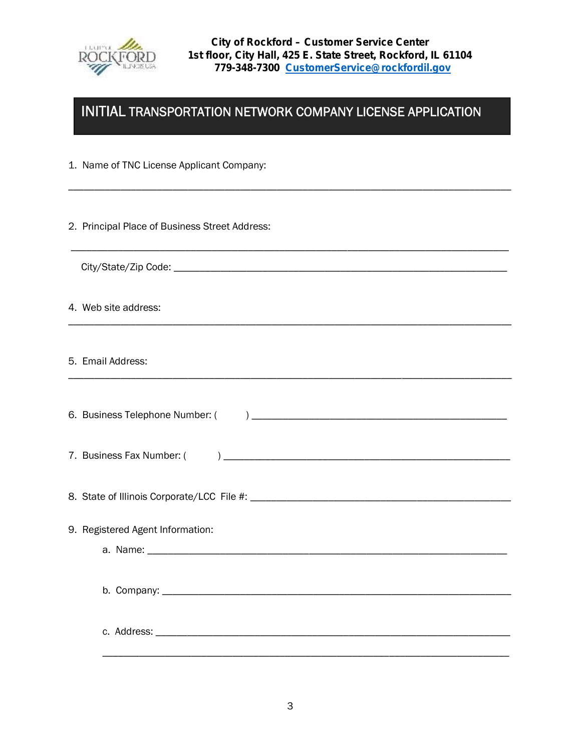**City of Rockford – Customer Service Center**
**1st floor, City Hall, 425 E. State Street, Rockford, IL 61104**
**779-348-7300 CustomerService@rockfordil.gov**

# INITIAL TRANSPORTATION NETWORK COMPANY LICENSE APPLICATION

1. Name of TNC License Applicant Company:

_______________________________________________________________________________

2. Principal Place of Business Street Address:

_______________________________________________________________________________

City/State/Zip Code: _______________________________________________________________

4. Web site address:

_______________________________________________________________________________

5. Email Address:

_______________________________________________________________________________

6. Business Telephone Number: (        ) ______________________________________________

7. Business Fax Number: (        ) ___________________________________________________

8. State of Illinois Corporate/LCC File #: ______________________________________________

9. Registered Agent Information:

   a. Name: ______________________________________________________________

   b. Company: ____________________________________________________________

   c. Address: _____________________________________________________________

   _______________________________________________________________________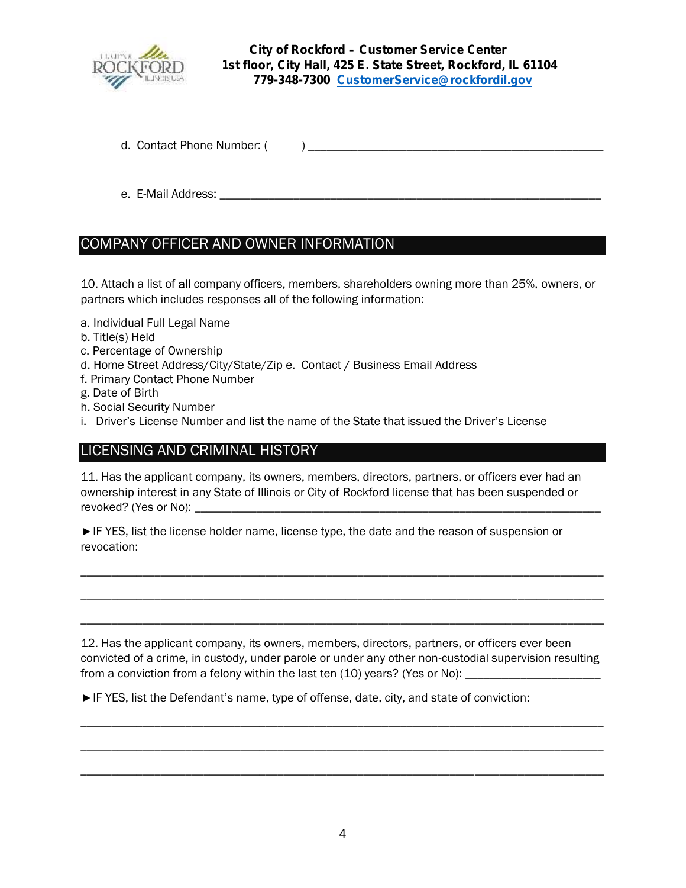City of Rockford – Customer Service Center
1st floor, City Hall, 425 E. State Street, Rockford, IL 61104
779-348-7300 CustomerService@rockfordil.gov

d. Contact Phone Number: ( ) ______________________________________________

e. E-Mail Address: ___________________________________________________________

## COMPANY OFFICER AND OWNER INFORMATION

10. Attach a list of <u>all</u> company officers, members, shareholders owning more than 25%, owners, or partners which includes responses all of the following information:

a. Individual Full Legal Name
b. Title(s) Held
c. Percentage of Ownership
d. Home Street Address/City/State/Zip e. Contact / Business Email Address
f. Primary Contact Phone Number
g. Date of Birth
h. Social Security Number
i. Driver's License Number and list the name of the State that issued the Driver's License

## LICENSING AND CRIMINAL HISTORY

11. Has the applicant company, its owners, members, directors, partners, or officers ever had an ownership interest in any State of Illinois or City of Rockford license that has been suspended or revoked? (Yes or No): ______________________________________________________________

►IF YES, list the license holder name, license type, the date and the reason of suspension or revocation:

_______________________________________________________________________________

_______________________________________________________________________________

_______________________________________________________________________________

12. Has the applicant company, its owners, members, directors, partners, or officers ever been convicted of a crime, in custody, under parole or under any other non-custodial supervision resulting from a conviction from a felony within the last ten (10) years? (Yes or No): ____________________

►IF YES, list the Defendant's name, type of offense, date, city, and state of conviction:

_______________________________________________________________________________

_______________________________________________________________________________

_______________________________________________________________________________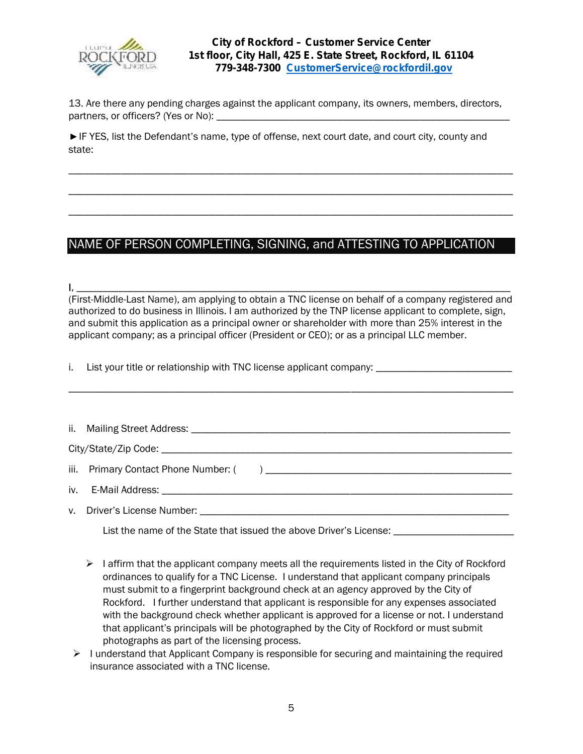**City of Rockford – Customer Service Center**
**1st floor, City Hall, 425 E. State Street, Rockford, IL 61104**
**779-348-7300 CustomerService@rockfordil.gov**

13. Are there any pending charges against the applicant company, its owners, members, directors, partners, or officers? (Yes or No): ______________________________________________

► IF YES, list the Defendant's name, type of offense, next court date, and court city, county and state:

______________________________________________________________________________

______________________________________________________________________________

______________________________________________________________________________

## NAME OF PERSON COMPLETING, SIGNING, and ATTESTING TO APPLICATION

I, ____________________________________________________________________________ (First-Middle-Last Name), am applying to obtain a TNC license on behalf of a company registered and authorized to do business in Illinois. I am authorized by the TNP license applicant to complete, sign, and submit this application as a principal owner or shareholder with more than 25% interest in the applicant company; as a principal officer (President or CEO); or as a principal LLC member.

i. List your title or relationship with TNC license applicant company: ______________________

______________________________________________________________________________

ii. Mailing Street Address: ______________________________________________________

City/State/Zip Code: _________________________________________________________

iii. Primary Contact Phone Number: (      ) _________________________________________

iv. E-Mail Address: __________________________________________________________

v. Driver's License Number: ___________________________________________________

List the name of the State that issued the above Driver's License: ____________________

- I affirm that the applicant company meets all the requirements listed in the City of Rockford ordinances to qualify for a TNC License. I understand that applicant company principals must submit to a fingerprint background check at an agency approved by the City of Rockford. I further understand that applicant is responsible for any expenses associated with the background check whether applicant is approved for a license or not. I understand that applicant's principals will be photographed by the City of Rockford or must submit photographs as part of the licensing process.
- I understand that Applicant Company is responsible for securing and maintaining the required insurance associated with a TNC license.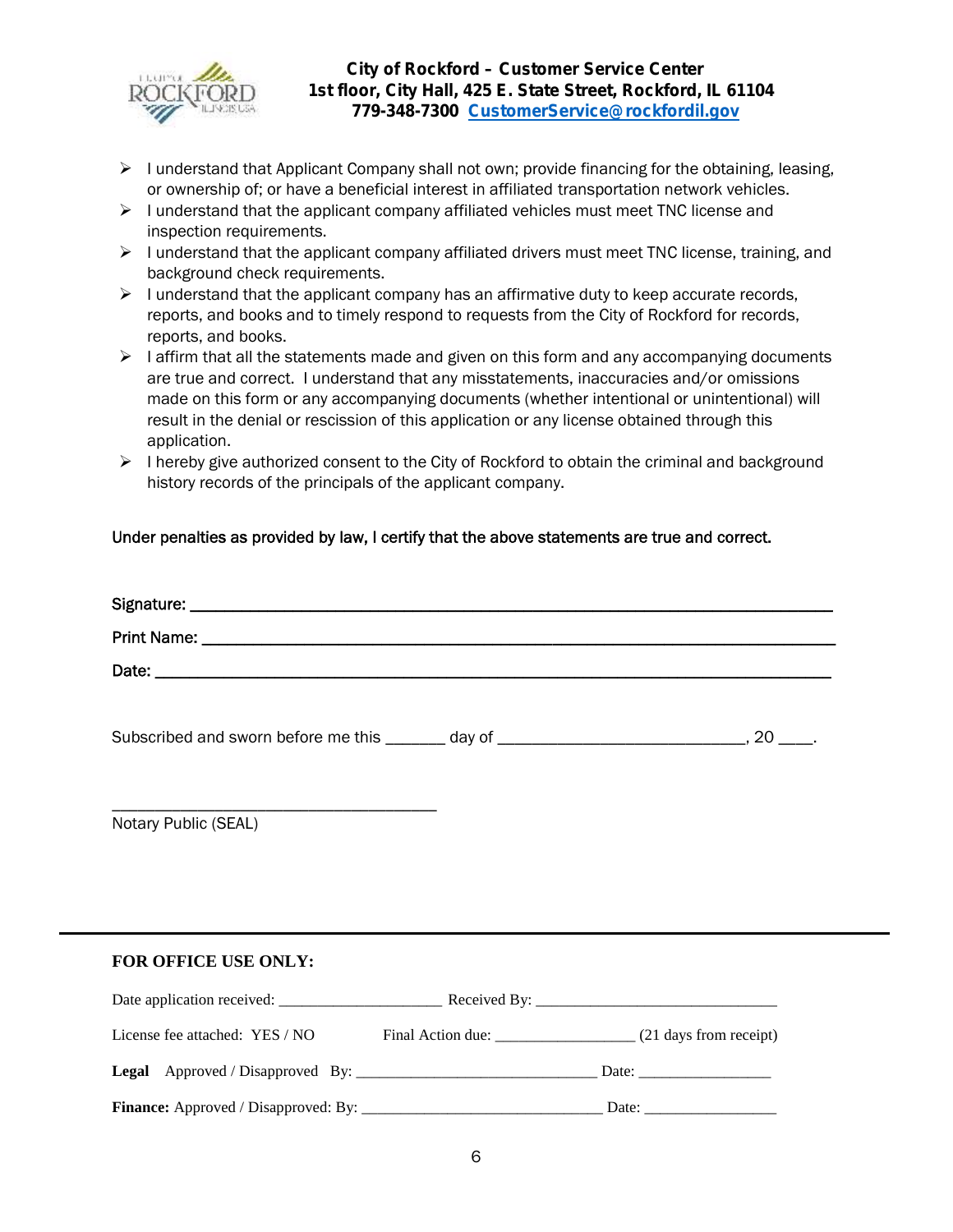City of Rockford – Customer Service Center
1st floor, City Hall, 425 E. State Street, Rockford, IL 61104
779-348-7300 CustomerService@rockfordil.gov

- I understand that Applicant Company shall not own; provide financing for the obtaining, leasing, or ownership of; or have a beneficial interest in affiliated transportation network vehicles.
- I understand that the applicant company affiliated vehicles must meet TNC license and inspection requirements.
- I understand that the applicant company affiliated drivers must meet TNC license, training, and background check requirements.
- I understand that the applicant company has an affirmative duty to keep accurate records, reports, and books and to timely respond to requests from the City of Rockford for records, reports, and books.
- I affirm that all the statements made and given on this form and any accompanying documents are true and correct. I understand that any misstatements, inaccuracies and/or omissions made on this form or any accompanying documents (whether intentional or unintentional) will result in the denial or rescission of this application or any license obtained through this application.
- I hereby give authorized consent to the City of Rockford to obtain the criminal and background history records of the principals of the applicant company.

Under penalties as provided by law, I certify that the above statements are true and correct.

Signature: ______________________________________________

Print Name: ______________________________________________

Date: ______________________________________________

Subscribed and sworn before me this _______ day of ____________________________, 20 ____.

______________________________________
Notary Public (SEAL)

---

**FOR OFFICE USE ONLY:**

Date application received: ____________________ Received By: ______________________________

License fee attached: YES / NO     Final Action due: _________________ (21 days from receipt)

**Legal** Approved / Disapproved By: ______________________________ Date: _________________

**Finance:** Approved / Disapproved: By: ______________________________ Date: _________________